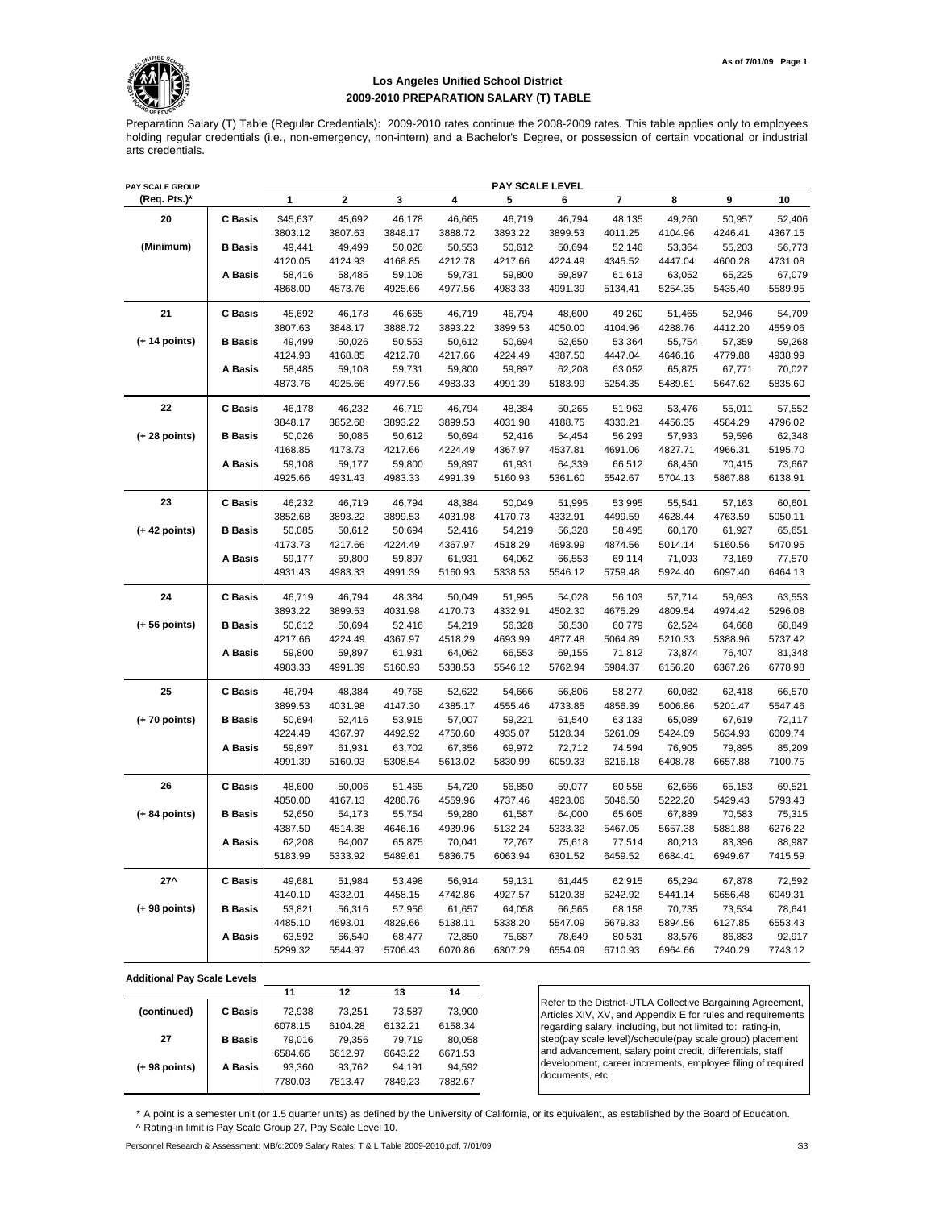# Los Angeles Unified School District
## 2009-2010 PREPARATION SALARY (T) TABLE

Preparation Salary (T) Table (Regular Credentials): 2009-2010 rates continue the 2008-2009 rates. This table applies only to employees holding regular credentials (i.e., non-emergency, non-intern) and a Bachelor's Degree, or possession of certain vocational or industrial arts credentials.

| PAY SCALE GROUP (Req. Pts.)* | | PAY SCALE LEVEL 1 | 2 | 3 | 4 | 5 | 6 | 7 | 8 | 9 | 10 |
|---|---|---|---|---|---|---|---|---|---|---|---|
| 20 | C Basis | $45,637 | 45,692 | 46,178 | 46,665 | 46,719 | 46,794 | 48,135 | 49,260 | 50,957 | 52,406 |
| | | 3803.12 | 3807.63 | 3848.17 | 3888.72 | 3893.22 | 3899.53 | 4011.25 | 4104.96 | 4246.41 | 4367.15 |
| (Minimum) | B Basis | 49,441 | 49,499 | 50,026 | 50,553 | 50,612 | 50,694 | 52,146 | 53,364 | 55,203 | 56,773 |
| | | 4120.05 | 4124.93 | 4168.85 | 4212.78 | 4217.66 | 4224.49 | 4345.52 | 4447.04 | 4600.28 | 4731.08 |
| | A Basis | 58,416 | 58,485 | 59,108 | 59,731 | 59,800 | 59,897 | 61,613 | 63,052 | 65,225 | 67,079 |
| | | 4868.00 | 4873.76 | 4925.66 | 4977.56 | 4983.33 | 4991.39 | 5134.41 | 5254.35 | 5435.40 | 5589.95 |
| 21 | C Basis | 45,692 | 46,178 | 46,665 | 46,719 | 46,794 | 48,600 | 49,260 | 51,465 | 52,946 | 54,709 |
| | | 3807.63 | 3848.17 | 3888.72 | 3893.22 | 3899.53 | 4050.00 | 4104.96 | 4288.76 | 4412.20 | 4559.06 |
| (+ 14 points) | B Basis | 49,499 | 50,026 | 50,553 | 50,612 | 50,694 | 52,650 | 53,364 | 55,754 | 57,359 | 59,268 |
| | | 4124.93 | 4168.85 | 4212.78 | 4217.66 | 4224.49 | 4387.50 | 4447.04 | 4646.16 | 4779.88 | 4938.99 |
| | A Basis | 58,485 | 59,108 | 59,731 | 59,800 | 59,897 | 62,208 | 63,052 | 65,875 | 67,771 | 70,027 |
| | | 4873.76 | 4925.66 | 4977.56 | 4983.33 | 4991.39 | 5183.99 | 5254.35 | 5489.61 | 5647.62 | 5835.60 |
| 22 | C Basis | 46,178 | 46,232 | 46,719 | 46,794 | 48,384 | 50,265 | 51,963 | 53,476 | 55,011 | 57,552 |
| | | 3848.17 | 3852.68 | 3893.22 | 3899.53 | 4031.98 | 4188.75 | 4330.21 | 4456.35 | 4584.29 | 4796.02 |
| (+ 28 points) | B Basis | 50,026 | 50,085 | 50,612 | 50,694 | 52,416 | 54,454 | 56,293 | 57,933 | 59,596 | 62,348 |
| | | 4168.85 | 4173.73 | 4217.66 | 4224.49 | 4367.97 | 4537.81 | 4691.06 | 4827.71 | 4966.31 | 5195.70 |
| | A Basis | 59,108 | 59,177 | 59,800 | 59,897 | 61,931 | 64,339 | 66,512 | 68,450 | 70,415 | 73,667 |
| | | 4925.66 | 4931.43 | 4983.33 | 4991.39 | 5160.93 | 5361.60 | 5542.67 | 5704.13 | 5867.88 | 6138.91 |
| 23 | C Basis | 46,232 | 46,719 | 46,794 | 48,384 | 50,049 | 51,995 | 53,995 | 55,541 | 57,163 | 60,601 |
| | | 3852.68 | 3893.22 | 3899.53 | 4031.98 | 4170.73 | 4332.91 | 4499.59 | 4628.44 | 4763.59 | 5050.11 |
| (+ 42 points) | B Basis | 50,085 | 50,612 | 50,694 | 52,416 | 54,219 | 56,328 | 58,495 | 60,170 | 61,927 | 65,651 |
| | | 4173.73 | 4217.66 | 4224.49 | 4367.97 | 4518.29 | 4693.99 | 4874.56 | 5014.14 | 5160.56 | 5470.95 |
| | A Basis | 59,177 | 59,800 | 59,897 | 61,931 | 64,062 | 66,553 | 69,114 | 71,093 | 73,169 | 77,570 |
| | | 4931.43 | 4983.33 | 4991.39 | 5160.93 | 5338.53 | 5546.12 | 5759.48 | 5924.40 | 6097.40 | 6464.13 |
| 24 | C Basis | 46,719 | 46,794 | 48,384 | 50,049 | 51,995 | 54,028 | 56,103 | 57,714 | 59,693 | 63,553 |
| | | 3893.22 | 3899.53 | 4031.98 | 4170.73 | 4332.91 | 4502.30 | 4675.29 | 4809.54 | 4974.42 | 5296.08 |
| (+ 56 points) | B Basis | 50,612 | 50,694 | 52,416 | 54,219 | 56,328 | 58,530 | 60,779 | 62,524 | 64,668 | 68,849 |
| | | 4217.66 | 4224.49 | 4367.97 | 4518.29 | 4693.99 | 4877.48 | 5064.89 | 5210.33 | 5388.96 | 5737.42 |
| | A Basis | 59,800 | 59,897 | 61,931 | 64,062 | 66,553 | 69,155 | 71,812 | 73,874 | 76,407 | 81,348 |
| | | 4983.33 | 4991.39 | 5160.93 | 5338.53 | 5546.12 | 5762.94 | 5984.37 | 6156.20 | 6367.26 | 6778.98 |
| 25 | C Basis | 46,794 | 48,384 | 49,768 | 52,622 | 54,666 | 56,806 | 58,277 | 60,082 | 62,418 | 66,570 |
| | | 3899.53 | 4031.98 | 4147.30 | 4385.17 | 4555.46 | 4733.85 | 4856.39 | 5006.86 | 5201.47 | 5547.46 |
| (+ 70 points) | B Basis | 50,694 | 52,416 | 53,915 | 57,007 | 59,221 | 61,540 | 63,133 | 65,089 | 67,619 | 72,117 |
| | | 4224.49 | 4367.97 | 4492.92 | 4750.60 | 4935.07 | 5128.34 | 5261.09 | 5424.09 | 5634.93 | 6009.74 |
| | A Basis | 59,897 | 61,931 | 63,702 | 67,356 | 69,972 | 72,712 | 74,594 | 76,905 | 79,895 | 85,209 |
| | | 4991.39 | 5160.93 | 5308.54 | 5613.02 | 5830.99 | 6059.33 | 6216.18 | 6408.78 | 6657.88 | 7100.75 |
| 26 | C Basis | 48,600 | 50,006 | 51,465 | 54,720 | 56,850 | 59,077 | 60,558 | 62,666 | 65,153 | 69,521 |
| | | 4050.00 | 4167.13 | 4288.76 | 4559.96 | 4737.46 | 4923.06 | 5046.50 | 5222.20 | 5429.43 | 5793.43 |
| (+ 84 points) | B Basis | 52,650 | 54,173 | 55,754 | 59,280 | 61,587 | 64,000 | 65,605 | 67,889 | 70,583 | 75,315 |
| | | 4387.50 | 4514.38 | 4646.16 | 4939.96 | 5132.24 | 5333.32 | 5467.05 | 5657.38 | 5881.88 | 6276.22 |
| | A Basis | 62,208 | 64,007 | 65,875 | 70,041 | 72,767 | 75,618 | 77,514 | 80,213 | 83,396 | 88,987 |
| | | 5183.99 | 5333.92 | 5489.61 | 5836.75 | 6063.94 | 6301.52 | 6459.52 | 6684.41 | 6949.67 | 7415.59 |
| 27^ | C Basis | 49,681 | 51,984 | 53,498 | 56,914 | 59,131 | 61,445 | 62,915 | 65,294 | 67,878 | 72,592 |
| | | 4140.10 | 4332.01 | 4458.15 | 4742.86 | 4927.57 | 5120.38 | 5242.92 | 5441.14 | 5656.48 | 6049.31 |
| (+ 98 points) | B Basis | 53,821 | 56,316 | 57,956 | 61,657 | 64,058 | 66,565 | 68,158 | 70,735 | 73,534 | 78,641 |
| | | 4485.10 | 4693.01 | 4829.66 | 5138.11 | 5338.20 | 5547.09 | 5679.83 | 5894.56 | 6127.85 | 6553.43 |
| | A Basis | 63,592 | 66,540 | 68,477 | 72,850 | 75,687 | 78,649 | 80,531 | 83,576 | 86,883 | 92,917 |
| | | 5299.32 | 5544.97 | 5706.43 | 6070.86 | 6307.29 | 6554.09 | 6710.93 | 6964.66 | 7240.29 | 7743.12 |

**Additional Pay Scale Levels**

| | | 11 | 12 | 13 | 14 |
|---|---|---|---|---|---|
| (continued) | C Basis | 72,938 | 73,251 | 73,587 | 73,900 |
| | | 6078.15 | 6104.28 | 6132.21 | 6158.34 |
| 27 | B Basis | 79,016 | 79,356 | 79,719 | 80,058 |
| | | 6584.66 | 6612.97 | 6643.22 | 6671.53 |
| (+ 98 points) | A Basis | 93,360 | 93,762 | 94,191 | 94,592 |
| | | 7780.03 | 7813.47 | 7849.23 | 7882.67 |

Refer to the District-UTLA Collective Bargaining Agreement, Articles XIV, XV, and Appendix E for rules and requirements regarding salary, including, but not limited to: rating-in, step(pay scale level)/schedule(pay scale group) placement and advancement, salary point credit, differentials, staff development, career increments, employee filing of required documents, etc.

\* A point is a semester unit (or 1.5 quarter units) as defined by the University of California, or its equivalent, as established by the Board of Education.

^ Rating-in limit is Pay Scale Group 27, Pay Scale Level 10.

Personnel Research & Assessment: MB/c:2009 Salary Rates: T & L Table 2009-2010.pdf, 7/01/09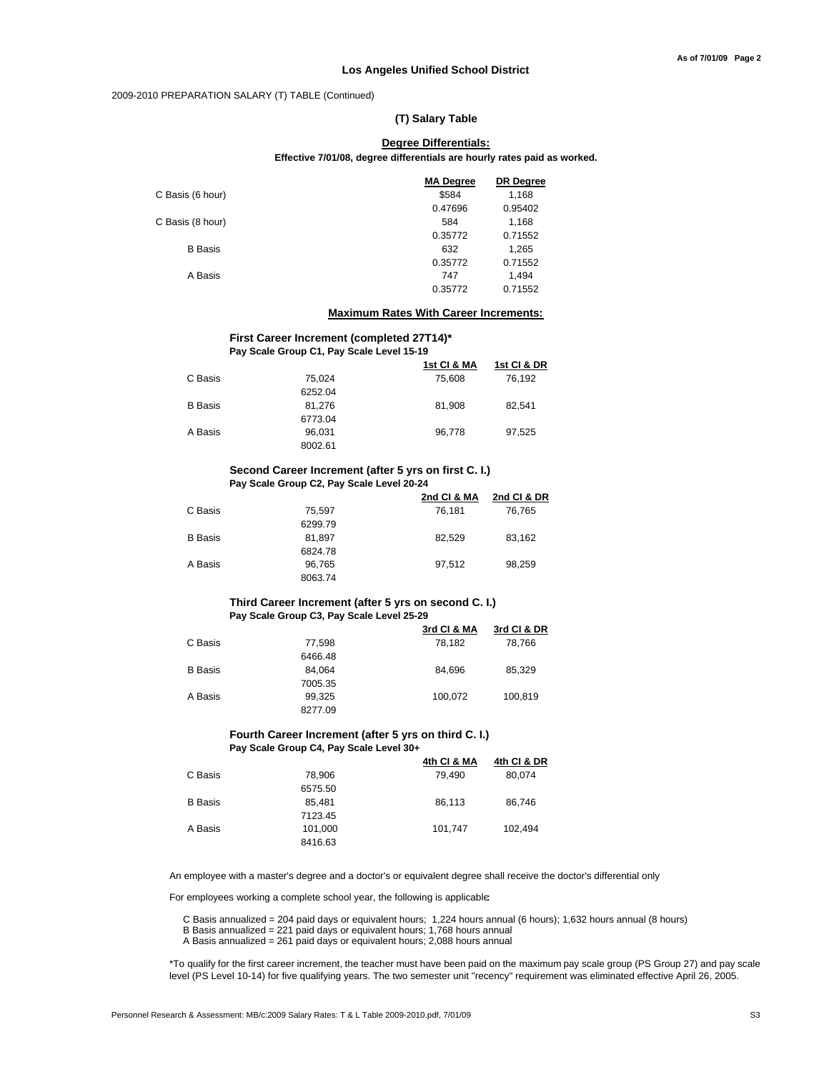## Los Angeles Unified School District

2009-2010 PREPARATION SALARY (T) TABLE (Continued)

### (T) Salary Table

**Degree Differentials:**

**Effective 7/01/08, degree differentials are hourly rates paid as worked.**

| | MA Degree | DR Degree |
|---|---|---|
| C Basis (6 hour) | $584 | 1,168 |
| | 0.47696 | 0.95402 |
| C Basis (8 hour) | 584 | 1,168 |
| | 0.35772 | 0.71552 |
| B Basis | 632 | 1,265 |
| | 0.35772 | 0.71552 |
| A Basis | 747 | 1,494 |
| | 0.35772 | 0.71552 |

**Maximum Rates With Career Increments:**

**First Career Increment (completed 27T14)***
**Pay Scale Group C1, Pay Scale Level 15-19**

| | | 1st CI & MA | 1st CI & DR |
|---|---|---|---|
| C Basis | 75,024 | 75,608 | 76,192 |
| | 6252.04 | | |
| B Basis | 81,276 | 81,908 | 82,541 |
| | 6773.04 | | |
| A Basis | 96,031 | 96,778 | 97,525 |
| | 8002.61 | | |

**Second Career Increment (after 5 yrs on first C. I.)**
**Pay Scale Group C2, Pay Scale Level 20-24**

| | | 2nd CI & MA | 2nd CI & DR |
|---|---|---|---|
| C Basis | 75,597 | 76,181 | 76,765 |
| | 6299.79 | | |
| B Basis | 81,897 | 82,529 | 83,162 |
| | 6824.78 | | |
| A Basis | 96,765 | 97,512 | 98,259 |
| | 8063.74 | | |

**Third Career Increment (after 5 yrs on second C. I.)**
**Pay Scale Group C3, Pay Scale Level 25-29**

| | | 3rd CI & MA | 3rd CI & DR |
|---|---|---|---|
| C Basis | 77,598 | 78,182 | 78,766 |
| | 6466.48 | | |
| B Basis | 84,064 | 84,696 | 85,329 |
| | 7005.35 | | |
| A Basis | 99,325 | 100,072 | 100,819 |
| | 8277.09 | | |

**Fourth Career Increment (after 5 yrs on third C. I.)**
**Pay Scale Group C4, Pay Scale Level 30+**

| | | 4th CI & MA | 4th CI & DR |
|---|---|---|---|
| C Basis | 78,906 | 79,490 | 80,074 |
| | 6575.50 | | |
| B Basis | 85,481 | 86,113 | 86,746 |
| | 7123.45 | | |
| A Basis | 101,000 | 101,747 | 102,494 |
| | 8416.63 | | |

An employee with a master's degree and a doctor's or equivalent degree shall receive the doctor's differential only

For employees working a complete school year, the following is applicable:

C Basis annualized = 204 paid days or equivalent hours; 1,224 hours annual (6 hours); 1,632 hours annual (8 hours)
B Basis annualized = 221 paid days or equivalent hours; 1,768 hours annual
A Basis annualized = 261 paid days or equivalent hours; 2,088 hours annual

*To qualify for the first career increment, the teacher must have been paid on the maximum pay scale group (PS Group 27) and pay scale level (PS Level 10-14) for five qualifying years. The two semester unit "recency" requirement was eliminated effective April 26, 2005.